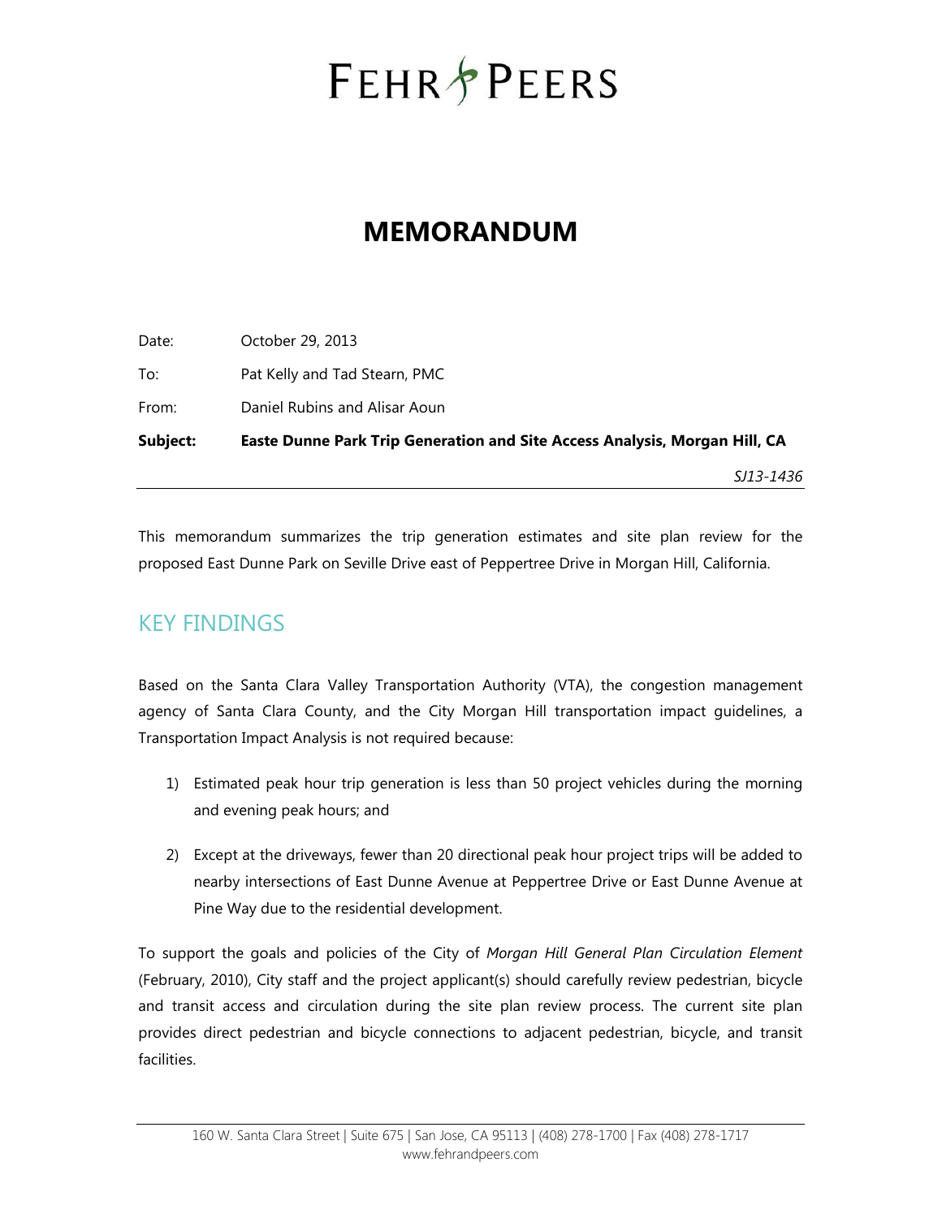# FEHR PEERS

# MEMORANDUM

Date: October 29, 2013

To: Pat Kelly and Tad Stearn, PMC

From: Daniel Rubins and Alisar Aoun

**Subject: Easte Dunne Park Trip Generation and Site Access Analysis, Morgan Hill, CA**

*SJ13-1436*

This memorandum summarizes the trip generation estimates and site plan review for the proposed East Dunne Park on Seville Drive east of Peppertree Drive in Morgan Hill, California.

## KEY FINDINGS

Based on the Santa Clara Valley Transportation Authority (VTA), the congestion management agency of Santa Clara County, and the City Morgan Hill transportation impact guidelines, a Transportation Impact Analysis is not required because:

1) Estimated peak hour trip generation is less than 50 project vehicles during the morning and evening peak hours; and
2) Except at the driveways, fewer than 20 directional peak hour project trips will be added to nearby intersections of East Dunne Avenue at Peppertree Drive or East Dunne Avenue at Pine Way due to the residential development.

To support the goals and policies of the City of *Morgan Hill General Plan Circulation Element* (February, 2010), City staff and the project applicant(s) should carefully review pedestrian, bicycle and transit access and circulation during the site plan review process. The current site plan provides direct pedestrian and bicycle connections to adjacent pedestrian, bicycle, and transit facilities.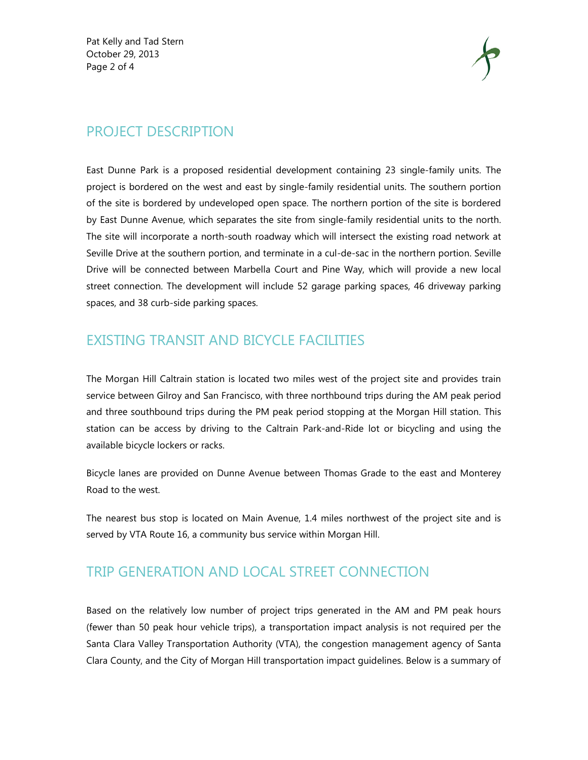## PROJECT DESCRIPTION

East Dunne Park is a proposed residential development containing 23 single-family units. The project is bordered on the west and east by single-family residential units. The southern portion of the site is bordered by undeveloped open space. The northern portion of the site is bordered by East Dunne Avenue, which separates the site from single-family residential units to the north. The site will incorporate a north-south roadway which will intersect the existing road network at Seville Drive at the southern portion, and terminate in a cul-de-sac in the northern portion. Seville Drive will be connected between Marbella Court and Pine Way, which will provide a new local street connection. The development will include 52 garage parking spaces, 46 driveway parking spaces, and 38 curb-side parking spaces.

## EXISTING TRANSIT AND BICYCLE FACILITIES

The Morgan Hill Caltrain station is located two miles west of the project site and provides train service between Gilroy and San Francisco, with three northbound trips during the AM peak period and three southbound trips during the PM peak period stopping at the Morgan Hill station. This station can be access by driving to the Caltrain Park-and-Ride lot or bicycling and using the available bicycle lockers or racks.

Bicycle lanes are provided on Dunne Avenue between Thomas Grade to the east and Monterey Road to the west.

The nearest bus stop is located on Main Avenue, 1.4 miles northwest of the project site and is served by VTA Route 16, a community bus service within Morgan Hill.

## TRIP GENERATION AND LOCAL STREET CONNECTION

Based on the relatively low number of project trips generated in the AM and PM peak hours (fewer than 50 peak hour vehicle trips), a transportation impact analysis is not required per the Santa Clara Valley Transportation Authority (VTA), the congestion management agency of Santa Clara County, and the City of Morgan Hill transportation impact guidelines. Below is a summary of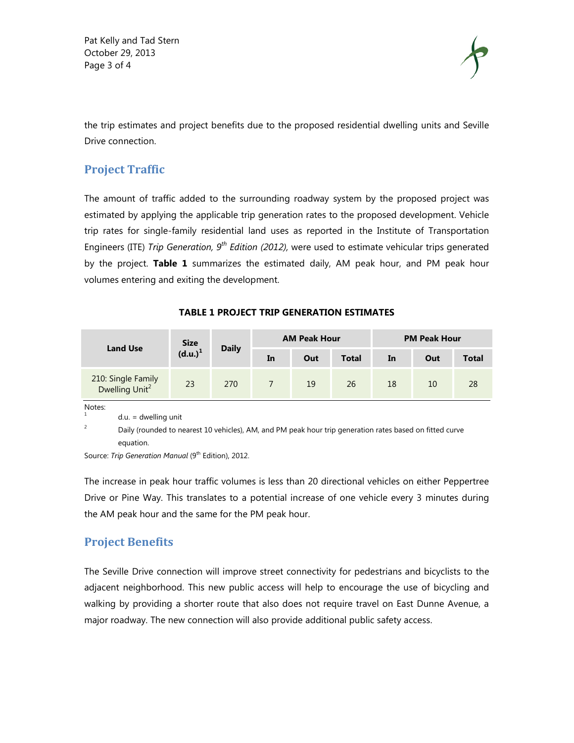the trip estimates and project benefits due to the proposed residential dwelling units and Seville Drive connection.

## Project Traffic

The amount of traffic added to the surrounding roadway system by the proposed project was estimated by applying the applicable trip generation rates to the proposed development. Vehicle trip rates for single-family residential land uses as reported in the Institute of Transportation Engineers (ITE) *Trip Generation, 9th Edition (2012),* were used to estimate vehicular trips generated by the project. **Table 1** summarizes the estimated daily, AM peak hour, and PM peak hour volumes entering and exiting the development.

**TABLE 1 PROJECT TRIP GENERATION ESTIMATES**

| Land Use | Size (d.u.)[1] | Daily | AM Peak Hour | | | PM Peak Hour | | |
|---|---|---|---|---|---|---|---|---|
| | | | In | Out | Total | In | Out | Total |
| 210: Single Family Dwelling Unit[2] | 23 | 270 | 7 | 19 | 26 | 18 | 10 | 28 |

Notes:

1. d.u. = dwelling unit
2. Daily (rounded to nearest 10 vehicles), AM, and PM peak hour trip generation rates based on fitted curve equation.

Source: *Trip Generation Manual* (9th Edition), 2012.

The increase in peak hour traffic volumes is less than 20 directional vehicles on either Peppertree Drive or Pine Way. This translates to a potential increase of one vehicle every 3 minutes during the AM peak hour and the same for the PM peak hour.

## Project Benefits

The Seville Drive connection will improve street connectivity for pedestrians and bicyclists to the adjacent neighborhood. This new public access will help to encourage the use of bicycling and walking by providing a shorter route that also does not require travel on East Dunne Avenue, a major roadway. The new connection will also provide additional public safety access.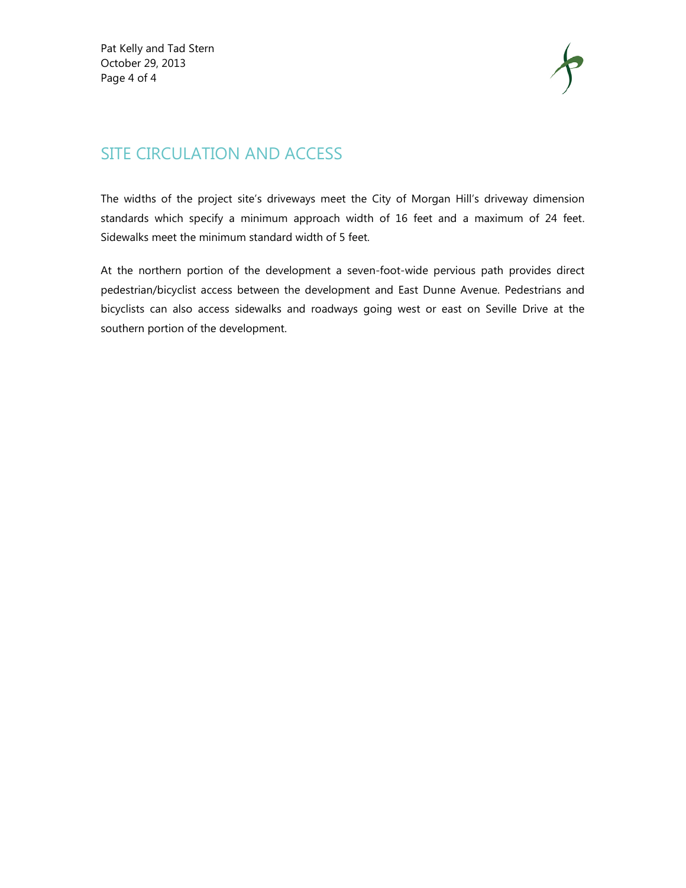## SITE CIRCULATION AND ACCESS

The widths of the project site's driveways meet the City of Morgan Hill's driveway dimension standards which specify a minimum approach width of 16 feet and a maximum of 24 feet. Sidewalks meet the minimum standard width of 5 feet.

At the northern portion of the development a seven-foot-wide pervious path provides direct pedestrian/bicyclist access between the development and East Dunne Avenue. Pedestrians and bicyclists can also access sidewalks and roadways going west or east on Seville Drive at the southern portion of the development.